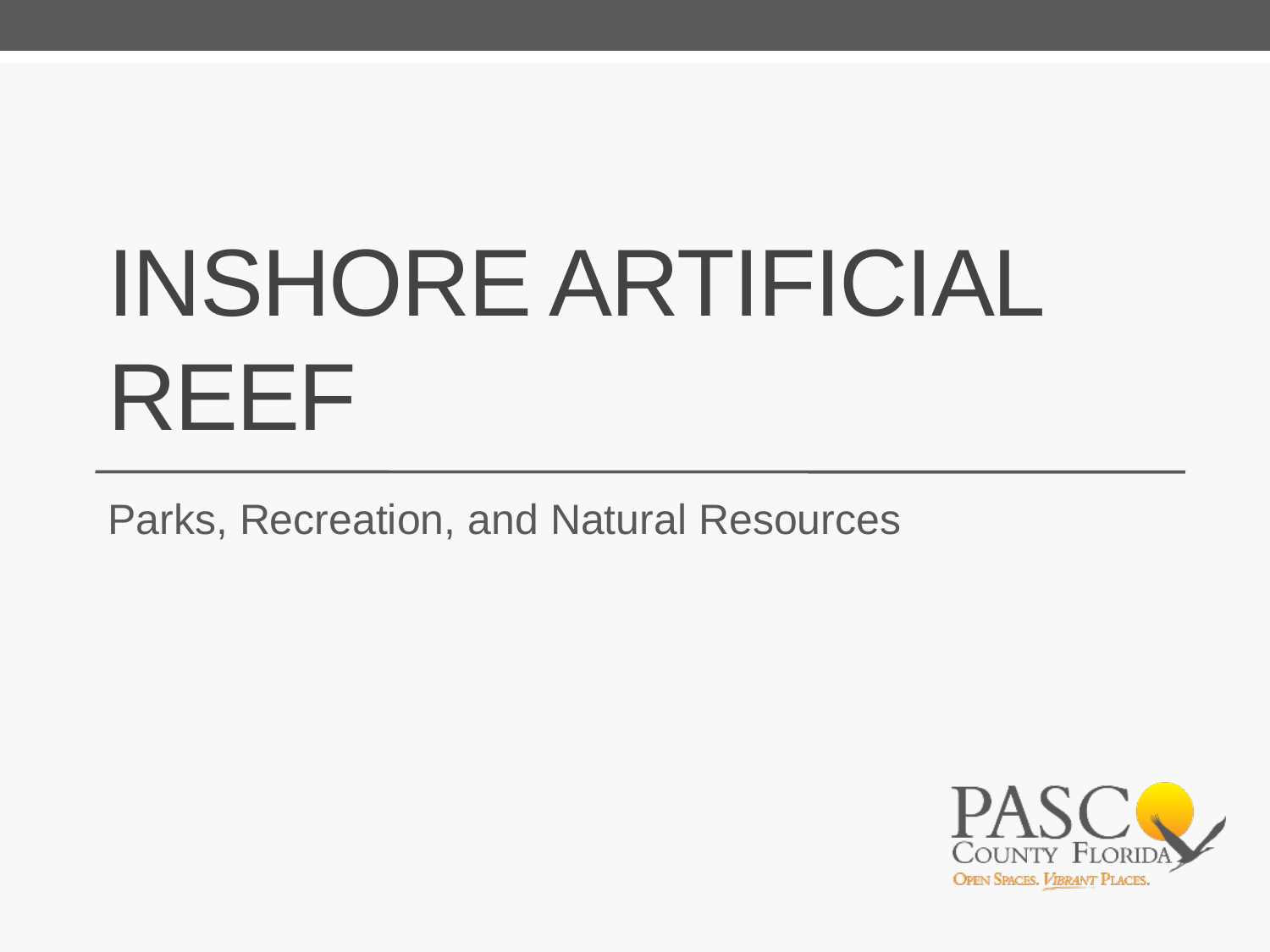# INSHORE ARTIFICIAL REEF

Parks, Recreation, and Natural Resources

PASCO COUNTY FLORIDA
OPEN SPACES. VIBRANT PLACES.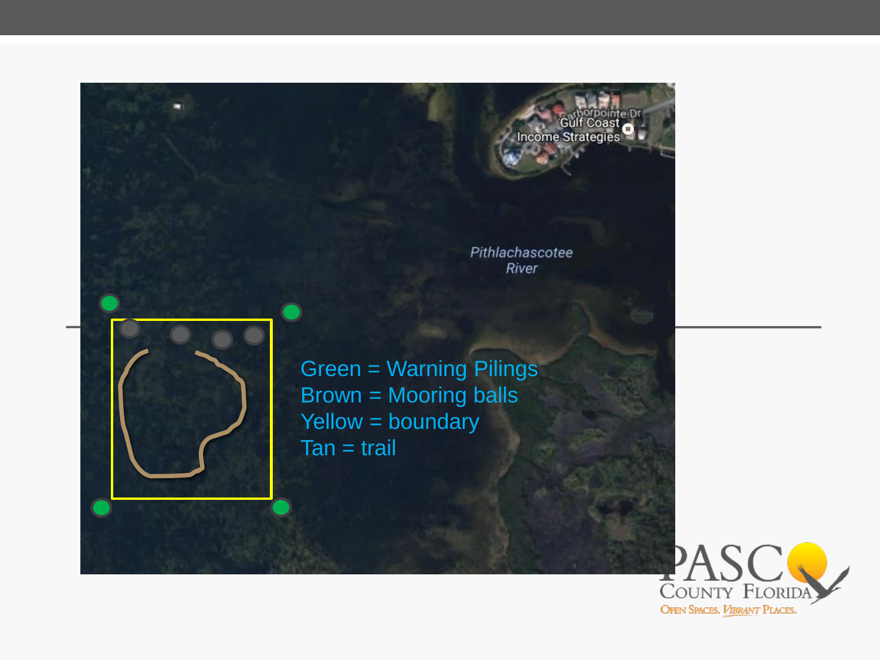Green = Warning Pilings
Brown = Mooring balls
Yellow = boundary
Tan = trail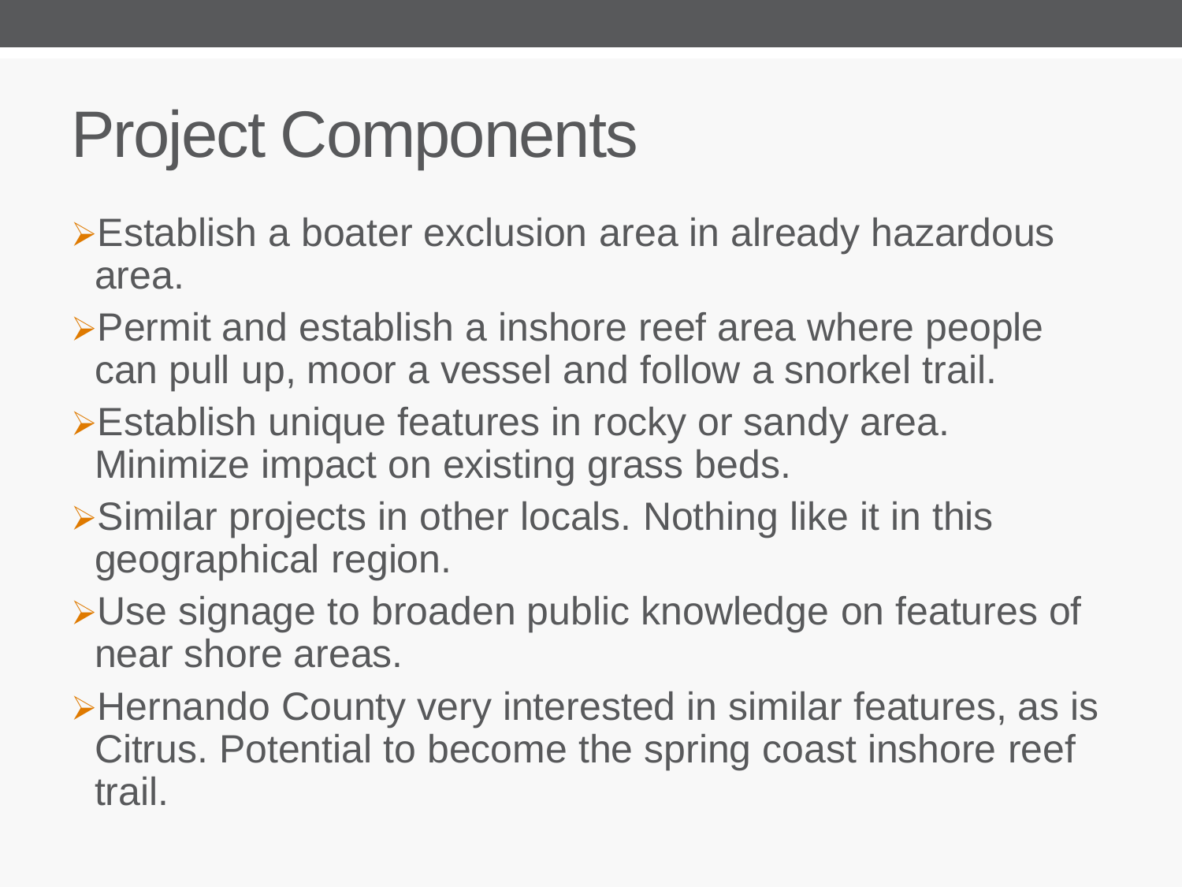# Project Components

- Establish a boater exclusion area in already hazardous area.
- Permit and establish a inshore reef area where people can pull up, moor a vessel and follow a snorkel trail.
- Establish unique features in rocky or sandy area. Minimize impact on existing grass beds.
- Similar projects in other locals. Nothing like it in this geographical region.
- Use signage to broaden public knowledge on features of near shore areas.
- Hernando County very interested in similar features, as is Citrus. Potential to become the spring coast inshore reef trail.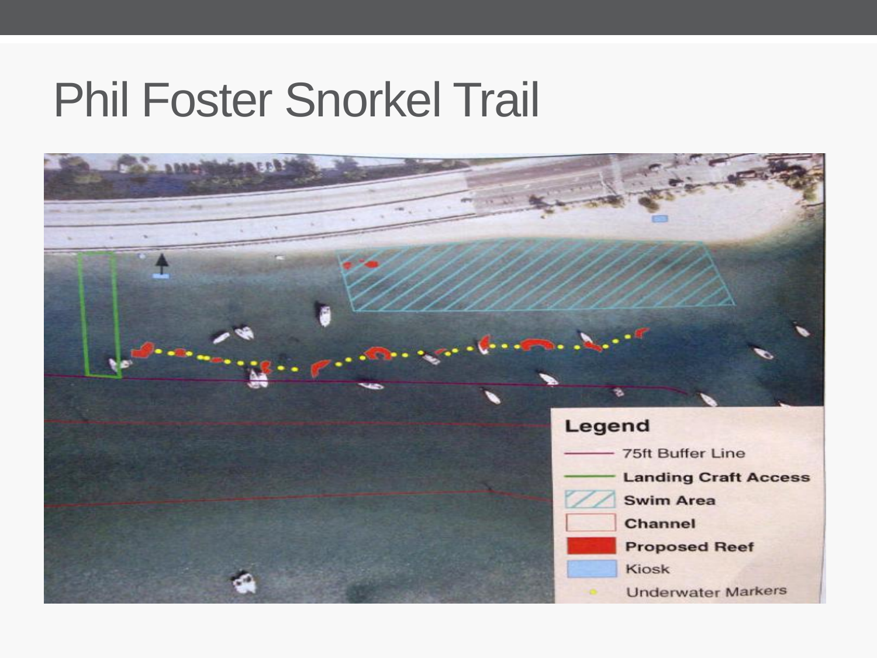# Phil Foster Snorkel Trail

**Legend**

- 75ft Buffer Line
- Landing Craft Access
- Swim Area
- Channel
- Proposed Reef
- Kiosk
- Underwater Markers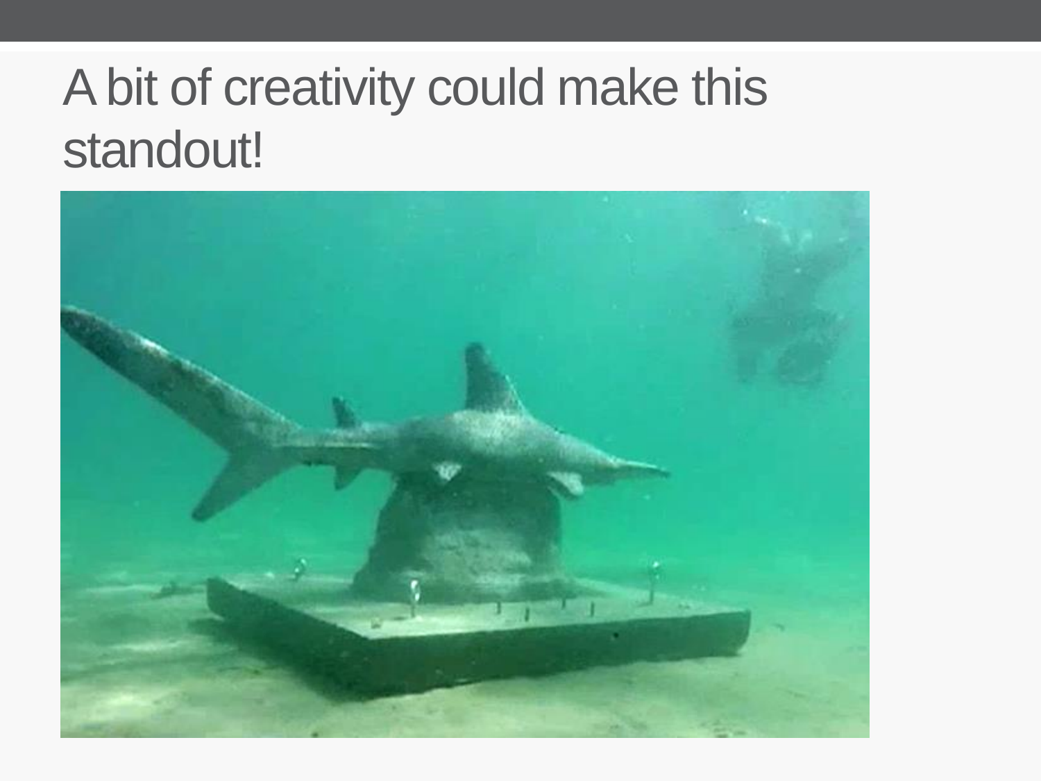# A bit of creativity could make this standout!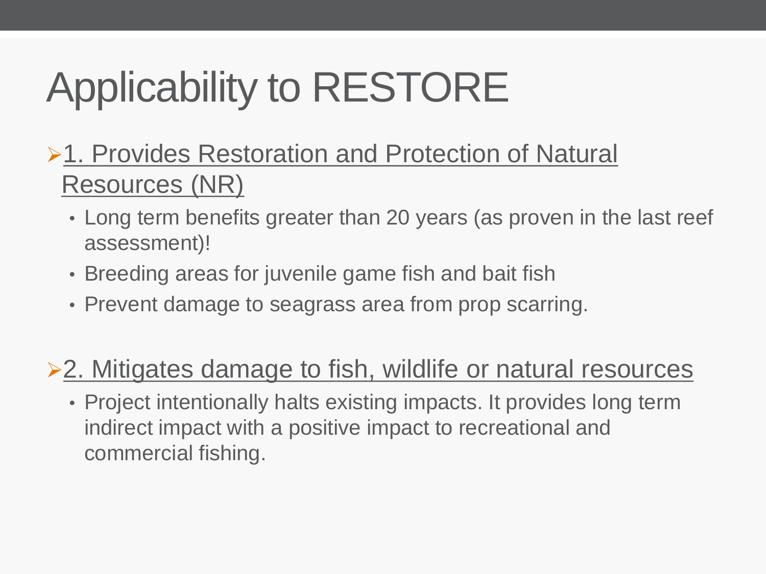# Applicability to RESTORE

- 1. Provides Restoration and Protection of Natural Resources (NR)
  - Long term benefits greater than 20 years (as proven in the last reef assessment)!
  - Breeding areas for juvenile game fish and bait fish
  - Prevent damage to seagrass area from prop scarring.

- 2. Mitigates damage to fish, wildlife or natural resources
  - Project intentionally halts existing impacts. It provides long term indirect impact with a positive impact to recreational and commercial fishing.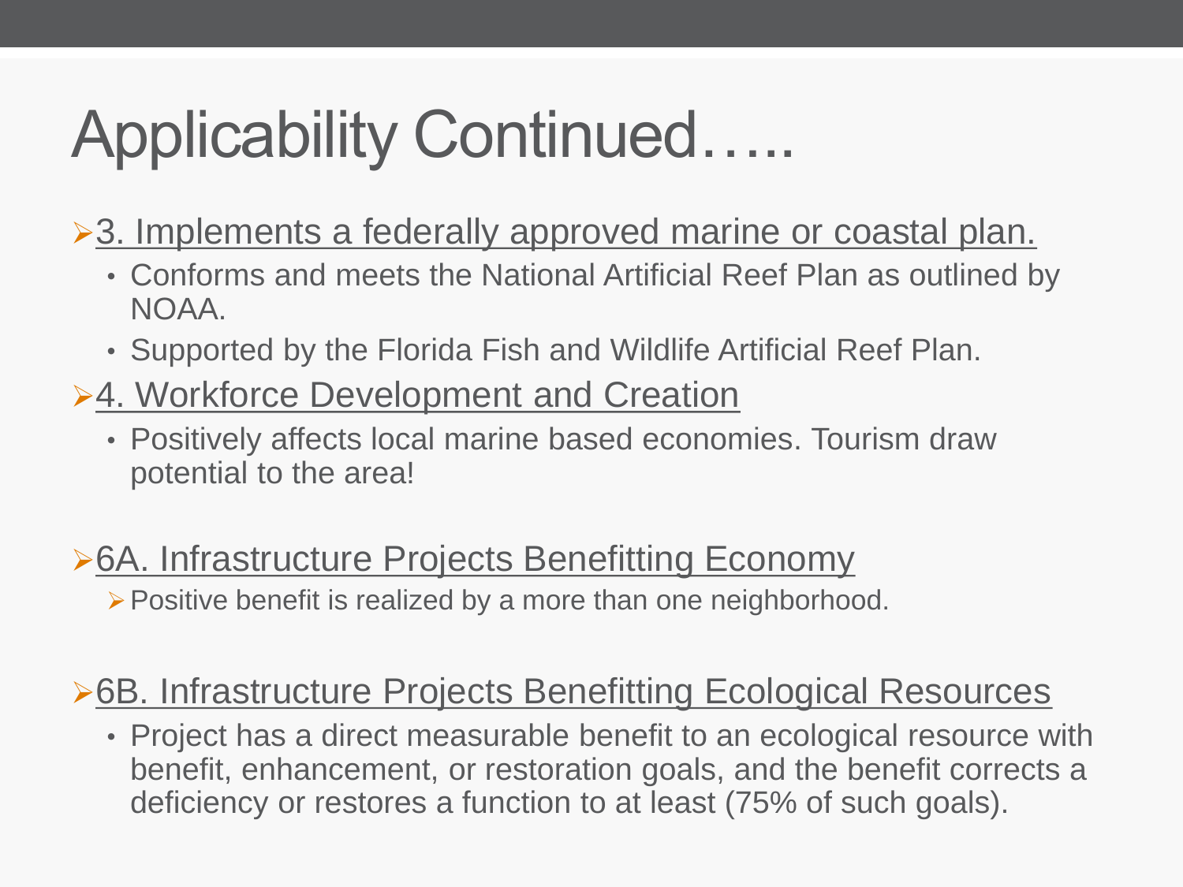# Applicability Continued…..

- 3. Implements a federally approved marine or coastal plan.
  - Conforms and meets the National Artificial Reef Plan as outlined by NOAA.
  - Supported by the Florida Fish and Wildlife Artificial Reef Plan.
- 4. Workforce Development and Creation
  - Positively affects local marine based economies. Tourism draw potential to the area!
- 6A. Infrastructure Projects Benefitting Economy
  - Positive benefit is realized by a more than one neighborhood.
- 6B. Infrastructure Projects Benefitting Ecological Resources
  - Project has a direct measurable benefit to an ecological resource with benefit, enhancement, or restoration goals, and the benefit corrects a deficiency or restores a function to at least (75% of such goals).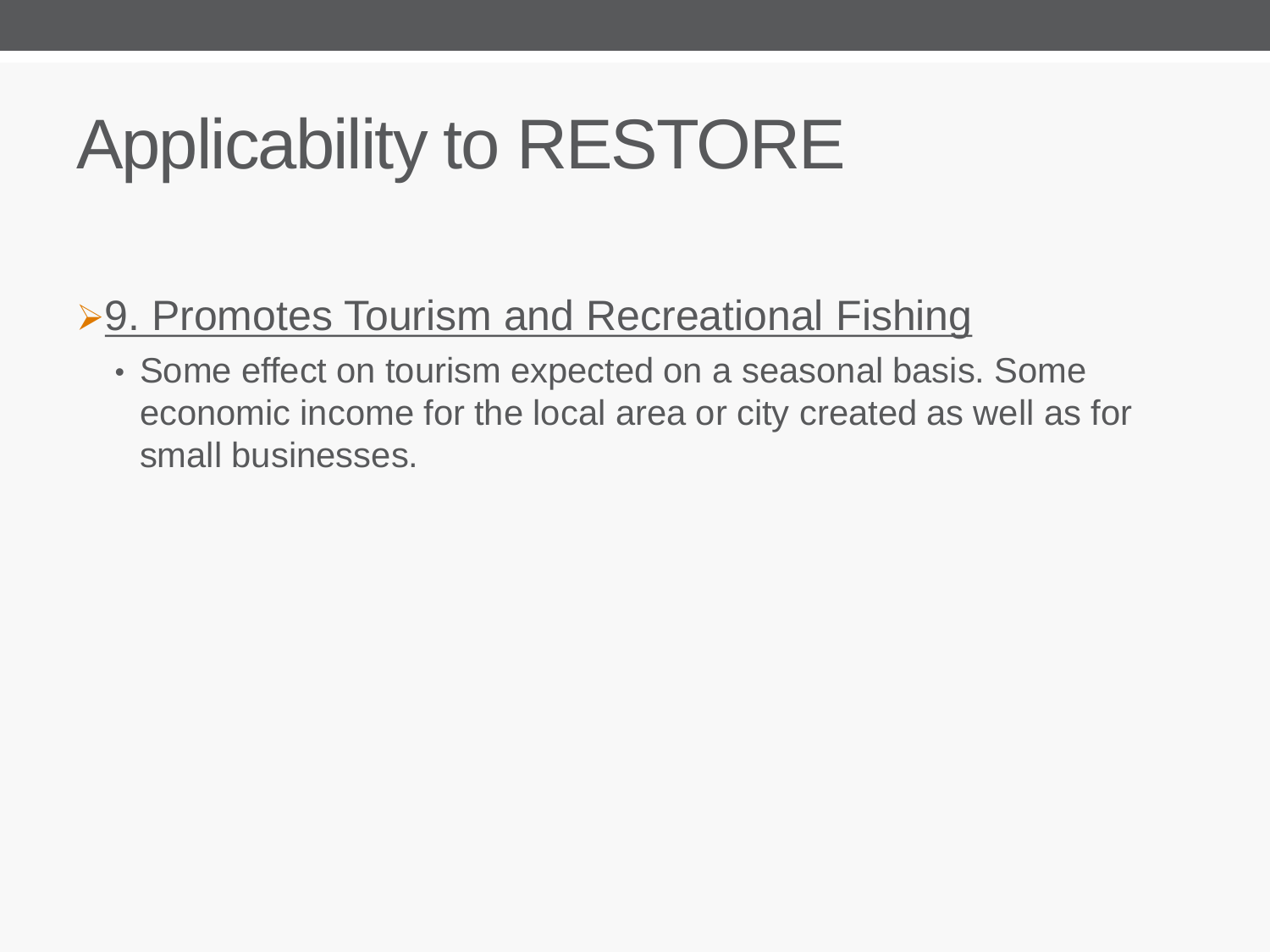# Applicability to RESTORE

- 9. Promotes Tourism and Recreational Fishing
  - Some effect on tourism expected on a seasonal basis. Some economic income for the local area or city created as well as for small businesses.